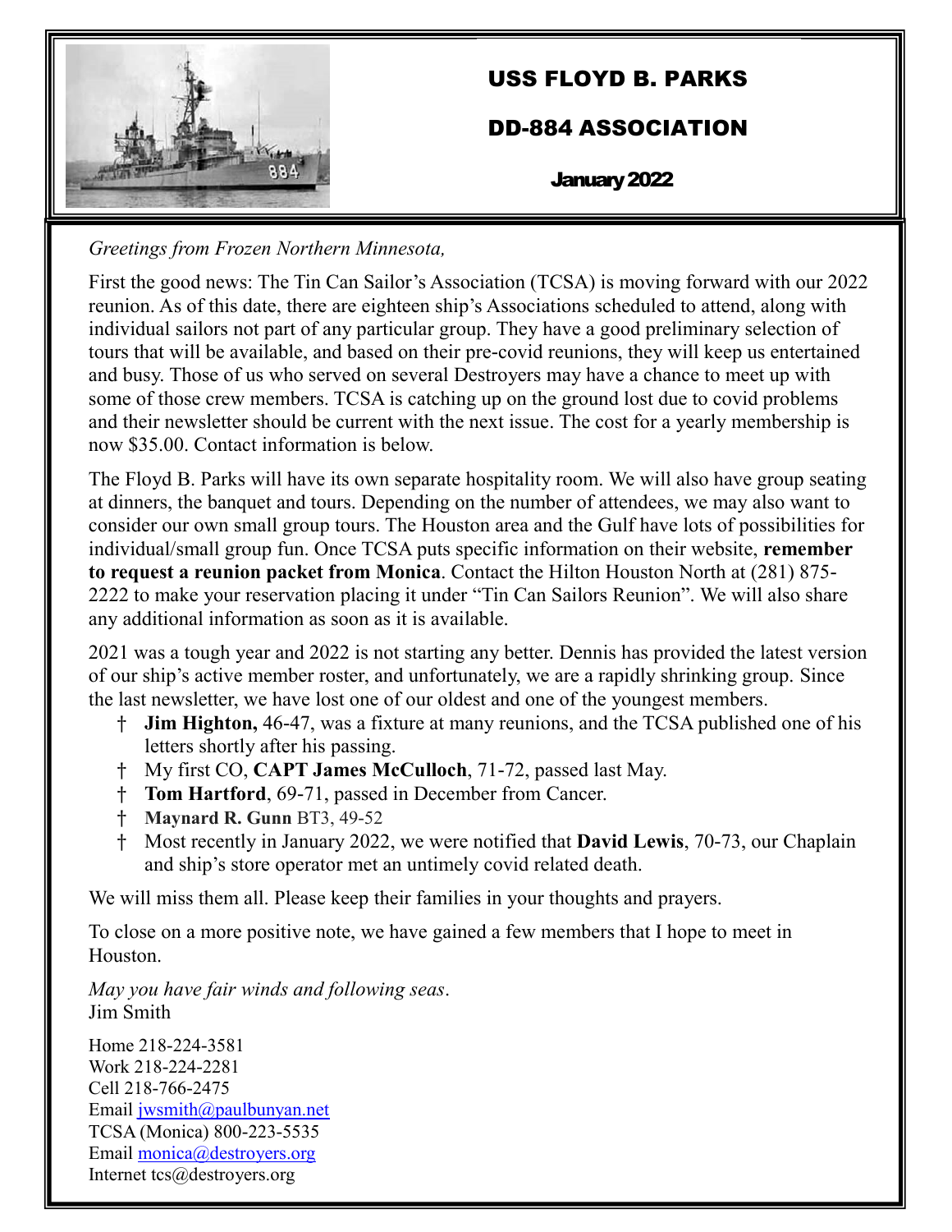# USS FLOYD B. PARKS

# DD-884 ASSOCIATION

## January 2022

*Greetings from Frozen Northern Minnesota,*

First the good news: The Tin Can Sailor's Association (TCSA) is moving forward with our 2022 reunion. As of this date, there are eighteen ship's Associations scheduled to attend, along with individual sailors not part of any particular group. They have a good preliminary selection of tours that will be available, and based on their pre-covid reunions, they will keep us entertained and busy. Those of us who served on several Destroyers may have a chance to meet up with some of those crew members. TCSA is catching up on the ground lost due to covid problems and their newsletter should be current with the next issue. The cost for a yearly membership is now $35.00. Contact information is below.

The Floyd B. Parks will have its own separate hospitality room. We will also have group seating at dinners, the banquet and tours. Depending on the number of attendees, we may also want to consider our own small group tours. The Houston area and the Gulf have lots of possibilities for individual/small group fun. Once TCSA puts specific information on their website, **remember to request a reunion packet from Monica**. Contact the Hilton Houston North at (281) 875-2222 to make your reservation placing it under "Tin Can Sailors Reunion". We will also share any additional information as soon as it is available.

2021 was a tough year and 2022 is not starting any better. Dennis has provided the latest version of our ship's active member roster, and unfortunately, we are a rapidly shrinking group. Since the last newsletter, we have lost one of our oldest and one of the youngest members.

- † **Jim Highton,** 46-47, was a fixture at many reunions, and the TCSA published one of his letters shortly after his passing.
- † My first CO, **CAPT James McCulloch**, 71-72, passed last May.
- † **Tom Hartford**, 69-71, passed in December from Cancer.
- † **Maynard R. Gunn** BT3, 49-52
- † Most recently in January 2022, we were notified that **David Lewis**, 70-73, our Chaplain and ship's store operator met an untimely covid related death.

We will miss them all. Please keep their families in your thoughts and prayers.

To close on a more positive note, we have gained a few members that I hope to meet in Houston.

*May you have fair winds and following seas*.
Jim Smith

Home 218-224-3581
Work 218-224-2281
Cell 218-766-2475
Email jwsmith@paulbunyan.net
TCSA (Monica) 800-223-5535
Email monica@destroyers.org
Internet tcs@destroyers.org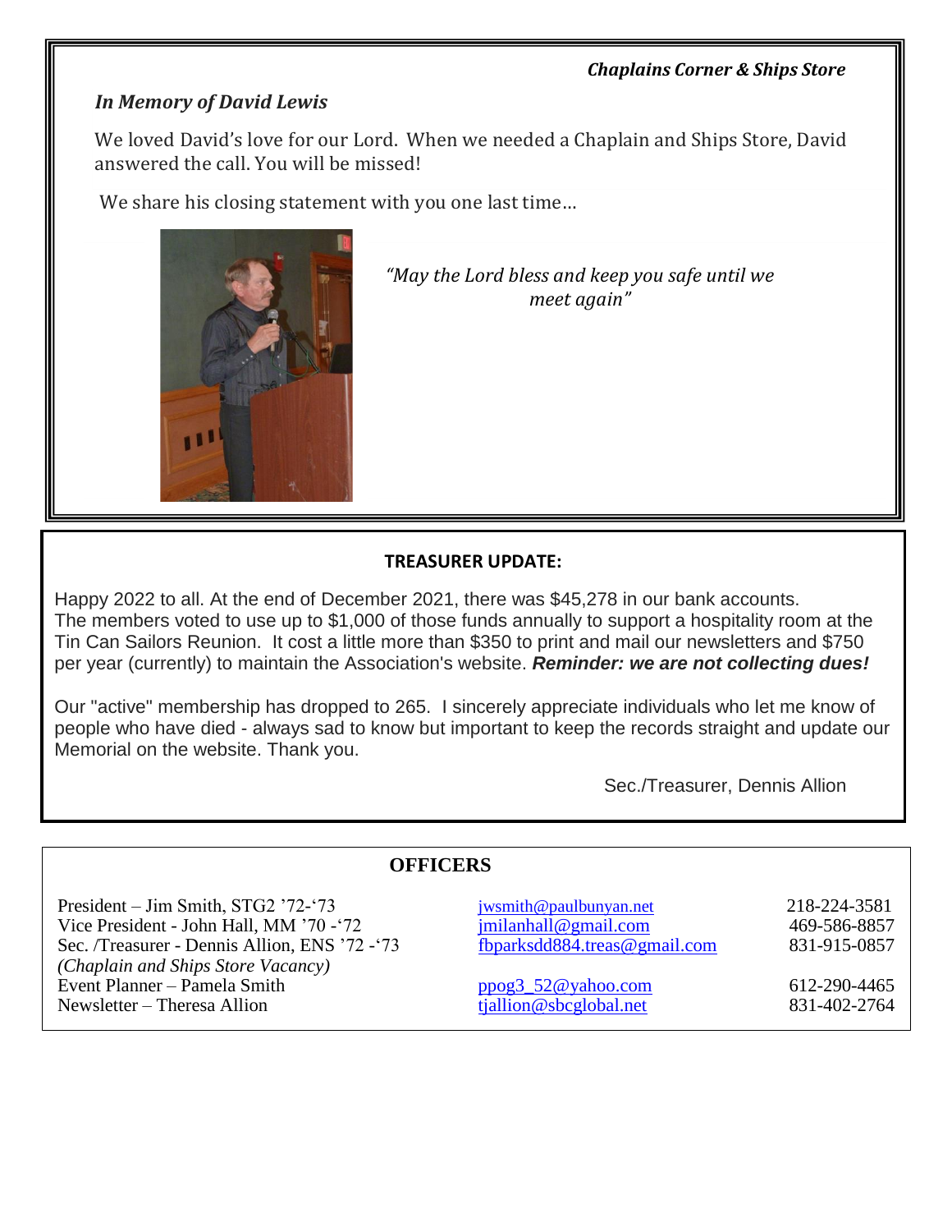***Chaplains Corner & Ships Store***

## *In Memory of David Lewis*

We loved David's love for our Lord. When we needed a Chaplain and Ships Store, David answered the call. You will be missed!

We share his closing statement with you one last time…

*"May the Lord bless and keep you safe until we meet again"*

## TREASURER UPDATE:

Happy 2022 to all. At the end of December 2021, there was $45,278 in our bank accounts. The members voted to use up to $1,000 of those funds annually to support a hospitality room at the Tin Can Sailors Reunion. It cost a little more than $350 to print and mail our newsletters and $750 per year (currently) to maintain the Association's website. ***Reminder: we are not collecting dues!***

Our "active" membership has dropped to 265. I sincerely appreciate individuals who let me know of people who have died - always sad to know but important to keep the records straight and update our Memorial on the website. Thank you.

Sec./Treasurer, Dennis Allion

## OFFICERS

| | | |
|---|---|---|
| President – Jim Smith, STG2 '72-'73 | jwsmith@paulbunyan.net | 218-224-3581 |
| Vice President - John Hall, MM '70 -'72 | jmilanhall@gmail.com | 469-586-8857 |
| Sec. /Treasurer - Dennis Allion, ENS '72 -'73 | fbparksdd884.treas@gmail.com | 831-915-0857 |
| *(Chaplain and Ships Store Vacancy)* | | |
| Event Planner – Pamela Smith | ppog3_52@yahoo.com | 612-290-4465 |
| Newsletter – Theresa Allion | tjallion@sbcglobal.net | 831-402-2764 |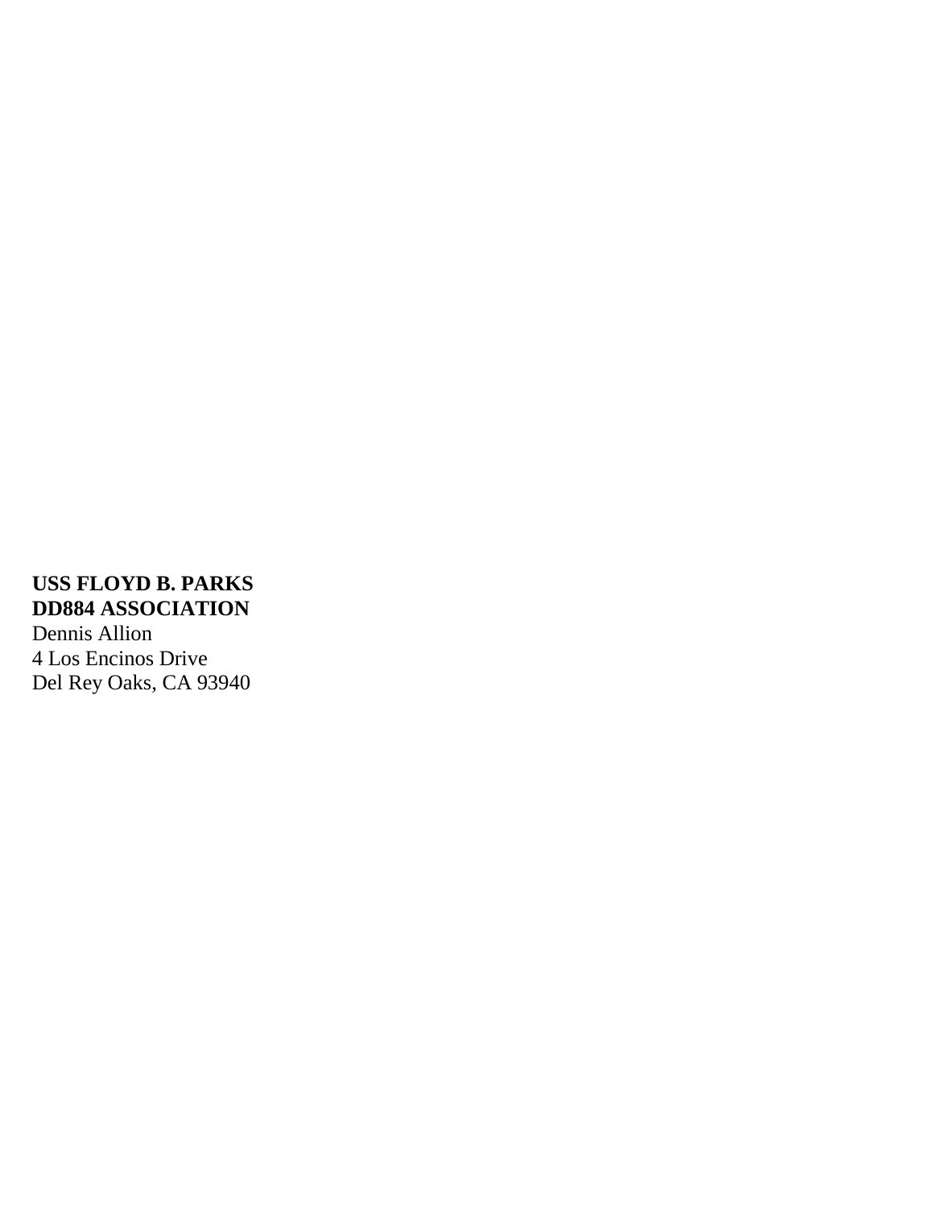**USS FLOYD B. PARKS**
**DD884 ASSOCIATION**
Dennis Allion
4 Los Encinos Drive
Del Rey Oaks, CA 93940